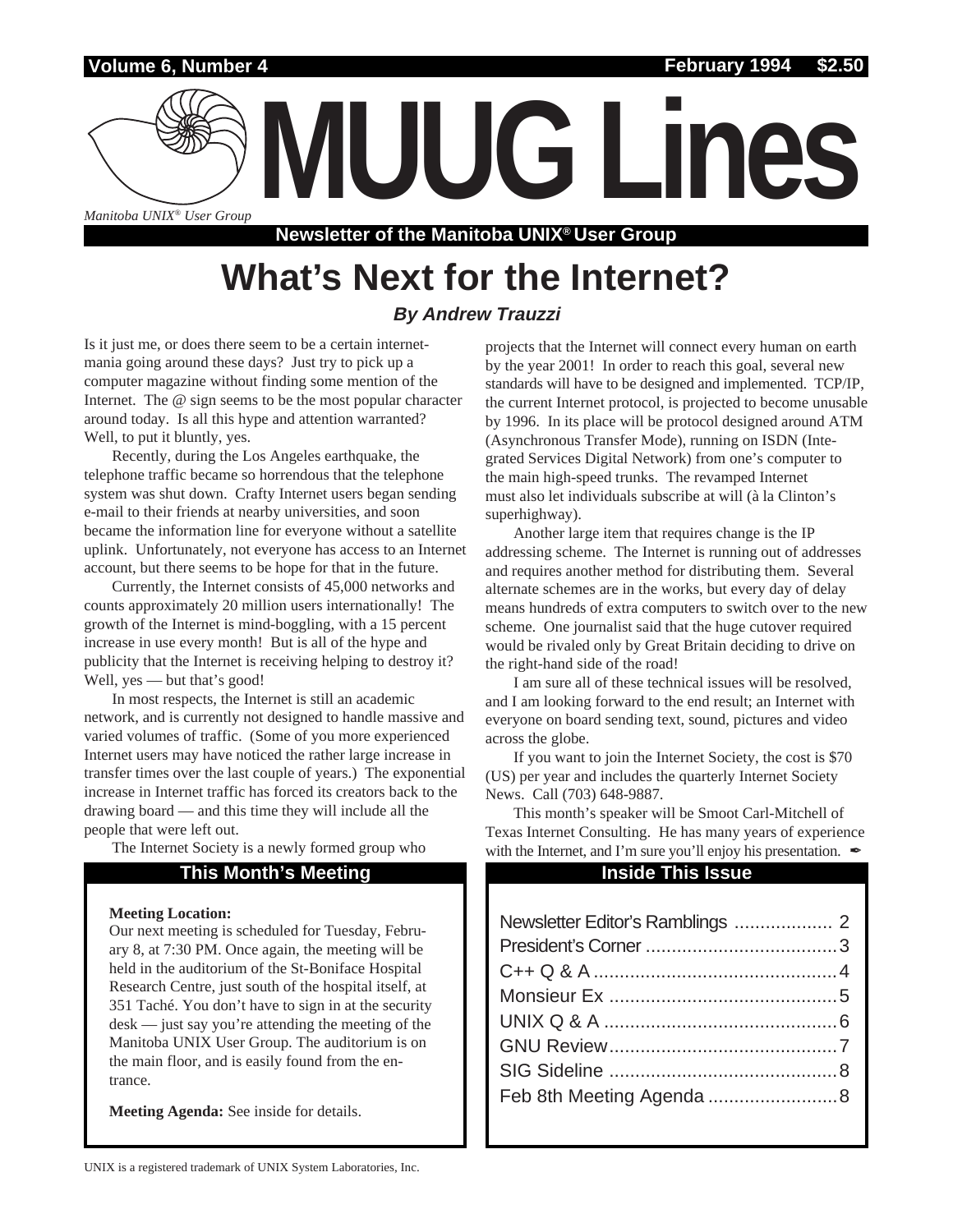Volume 6, Number 4 February 1994 $2.50

# MUUG Lines

*Manitoba UNIX® User Group*

**Newsletter of the Manitoba UNIX® User Group**

# What's Next for the Internet?

***By Andrew Trauzzi***

Is it just me, or does there seem to be a certain internet-mania going around these days? Just try to pick up a computer magazine without finding some mention of the Internet. The @ sign seems to be the most popular character around today. Is all this hype and attention warranted? Well, to put it bluntly, yes.

Recently, during the Los Angeles earthquake, the telephone traffic became so horrendous that the telephone system was shut down. Crafty Internet users began sending e-mail to their friends at nearby universities, and soon became the information line for everyone without a satellite uplink. Unfortunately, not everyone has access to an Internet account, but there seems to be hope for that in the future.

Currently, the Internet consists of 45,000 networks and counts approximately 20 million users internationally! The growth of the Internet is mind-boggling, with a 15 percent increase in use every month! But is all of the hype and publicity that the Internet is receiving helping to destroy it? Well, yes — but that's good!

In most respects, the Internet is still an academic network, and is currently not designed to handle massive and varied volumes of traffic. (Some of you more experienced Internet users may have noticed the rather large increase in transfer times over the last couple of years.) The exponential increase in Internet traffic has forced its creators back to the drawing board — and this time they will include all the people that were left out.

The Internet Society is a newly formed group who projects that the Internet will connect every human on earth by the year 2001! In order to reach this goal, several new standards will have to be designed and implemented. TCP/IP, the current Internet protocol, is projected to become unusable by 1996. In its place will be protocol designed around ATM (Asynchronous Transfer Mode), running on ISDN (Integrated Services Digital Network) from one's computer to the main high-speed trunks. The revamped Internet must also let individuals subscribe at will (à la Clinton's superhighway).

Another large item that requires change is the IP addressing scheme. The Internet is running out of addresses and requires another method for distributing them. Several alternate schemes are in the works, but every day of delay means hundreds of extra computers to switch over to the new scheme. One journalist said that the huge cutover required would be rivaled only by Great Britain deciding to drive on the right-hand side of the road!

I am sure all of these technical issues will be resolved, and I am looking forward to the end result; an Internet with everyone on board sending text, sound, pictures and video across the globe.

If you want to join the Internet Society, the cost is $70 (US) per year and includes the quarterly Internet Society News. Call (703) 648-9887.

This month's speaker will be Smoot Carl-Mitchell of Texas Internet Consulting. He has many years of experience with the Internet, and I'm sure you'll enjoy his presentation. ✒

## This Month's Meeting

**Meeting Location:**
Our next meeting is scheduled for Tuesday, February 8, at 7:30 PM. Once again, the meeting will be held in the auditorium of the St-Boniface Hospital Research Centre, just south of the hospital itself, at 351 Taché. You don't have to sign in at the security desk — just say you're attending the meeting of the Manitoba UNIX User Group. The auditorium is on the main floor, and is easily found from the entrance.

**Meeting Agenda:** See inside for details.

## Inside This Issue

- Newsletter Editor's Ramblings ... 2
- President's Corner ... 3
- C++ Q & A ... 4
- Monsieur Ex ... 5
- UNIX Q & A ... 6
- GNU Review ... 7
- SIG Sideline ... 8
- Feb 8th Meeting Agenda ... 8

UNIX is a registered trademark of UNIX System Laboratories, Inc.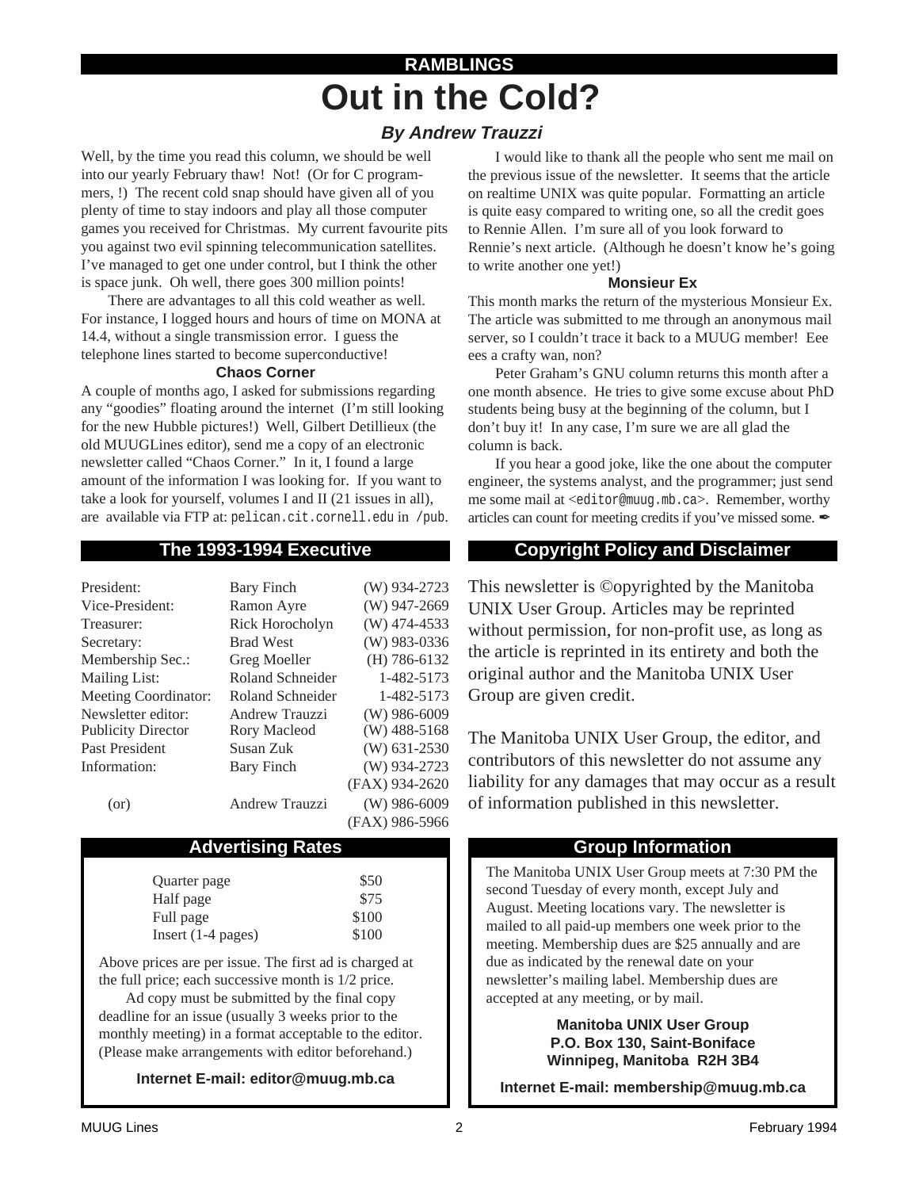## RAMBLINGS

# Out in the Cold?

### *By Andrew Trauzzi*

Well, by the time you read this column, we should be well into our yearly February thaw! Not! (Or for C programmers, !) The recent cold snap should have given all of you plenty of time to stay indoors and play all those computer games you received for Christmas. My current favourite pits you against two evil spinning telecommunication satellites. I've managed to get one under control, but I think the other is space junk. Oh well, there goes 300 million points!

There are advantages to all this cold weather as well. For instance, I logged hours and hours of time on MONA at 14.4, without a single transmission error. I guess the telephone lines started to become superconductive!

**Chaos Corner**

A couple of months ago, I asked for submissions regarding any "goodies" floating around the internet (I'm still looking for the new Hubble pictures!) Well, Gilbert Detillieux (the old MUUGLines editor), send me a copy of an electronic newsletter called "Chaos Corner." In it, I found a large amount of the information I was looking for. If you want to take a look for yourself, volumes I and II (21 issues in all), are available via FTP at: `pelican.cit.cornell.edu` in `/pub`.

I would like to thank all the people who sent me mail on the previous issue of the newsletter. It seems that the article on realtime UNIX was quite popular. Formatting an article is quite easy compared to writing one, so all the credit goes to Rennie Allen. I'm sure all of you look forward to Rennie's next article. (Although he doesn't know he's going to write another one yet!)

**Monsieur Ex**

This month marks the return of the mysterious Monsieur Ex. The article was submitted to me through an anonymous mail server, so I couldn't trace it back to a MUUG member! Eee ees a crafty wan, non?

Peter Graham's GNU column returns this month after a one month absence. He tries to give some excuse about PhD students being busy at the beginning of the column, but I don't buy it! In any case, I'm sure we are all glad the column is back.

If you hear a good joke, like the one about the computer engineer, the systems analyst, and the programmer; just send me some mail at <`editor@muug.mb.ca`>. Remember, worthy articles can count for meeting credits if you've missed some. ✒

## The 1993-1994 Executive

| | | |
|---|---|---|
| President: | Bary Finch | (W) 934-2723 |
| Vice-President: | Ramon Ayre | (W) 947-2669 |
| Treasurer: | Rick Horocholyn | (W) 474-4533 |
| Secretary: | Brad West | (W) 983-0336 |
| Membership Sec.: | Greg Moeller | (H) 786-6132 |
| Mailing List: | Roland Schneider | 1-482-5173 |
| Meeting Coordinator: | Roland Schneider | 1-482-5173 |
| Newsletter editor: | Andrew Trauzzi | (W) 986-6009 |
| Publicity Director | Rory Macleod | (W) 488-5168 |
| Past President | Susan Zuk | (W) 631-2530 |
| Information: | Bary Finch | (W) 934-2723 |
| | | (FAX) 934-2620 |
| (or) | Andrew Trauzzi | (W) 986-6009 |
| | | (FAX) 986-5966 |

## Copyright Policy and Disclaimer

This newsletter is ©opyrighted by the Manitoba UNIX User Group. Articles may be reprinted without permission, for non-profit use, as long as the article is reprinted in its entirety and both the original author and the Manitoba UNIX User Group are given credit.

The Manitoba UNIX User Group, the editor, and contributors of this newsletter do not assume any liability for any damages that may occur as a result of information published in this newsletter.

## Advertising Rates

| | |
|---|---|
| Quarter page | $50 |
| Half page | $75 |
| Full page | $100 |
| Insert (1-4 pages) | $100 |

Above prices are per issue. The first ad is charged at the full price; each successive month is 1/2 price.

Ad copy must be submitted by the final copy deadline for an issue (usually 3 weeks prior to the monthly meeting) in a format acceptable to the editor. (Please make arrangements with editor beforehand.)

**Internet E-mail: editor@muug.mb.ca**

## Group Information

The Manitoba UNIX User Group meets at 7:30 PM the second Tuesday of every month, except July and August. Meeting locations vary. The newsletter is mailed to all paid-up members one week prior to the meeting. Membership dues are $25 annually and are due as indicated by the renewal date on your newsletter's mailing label. Membership dues are accepted at any meeting, or by mail.

**Manitoba UNIX User Group**
**P.O. Box 130, Saint-Boniface**
**Winnipeg, Manitoba R2H 3B4**

**Internet E-mail: membership@muug.mb.ca**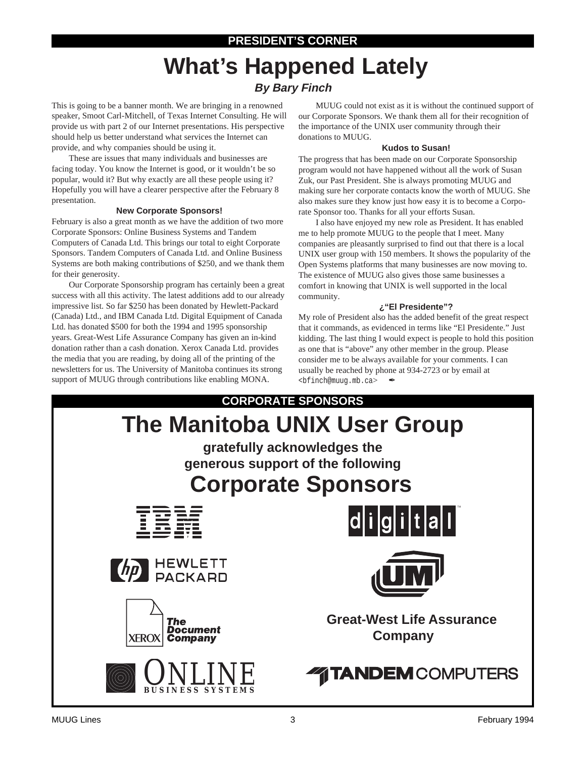PRESIDENT'S CORNER

# What's Happened Lately

***By Bary Finch***

This is going to be a banner month. We are bringing in a renowned speaker, Smoot Carl-Mitchell, of Texas Internet Consulting. He will provide us with part 2 of our Internet presentations. His perspective should help us better understand what services the Internet can provide, and why companies should be using it.

These are issues that many individuals and businesses are facing today. You know the Internet is good, or it wouldn't be so popular, would it? But why exactly are all these people using it? Hopefully you will have a clearer perspective after the February 8 presentation.

### New Corporate Sponsors!

February is also a great month as we have the addition of two more Corporate Sponsors: Online Business Systems and Tandem Computers of Canada Ltd. This brings our total to eight Corporate Sponsors. Tandem Computers of Canada Ltd. and Online Business Systems are both making contributions of $250, and we thank them for their generosity.

Our Corporate Sponsorship program has certainly been a great success with all this activity. The latest additions add to our already impressive list. So far $250 has been donated by Hewlett-Packard (Canada) Ltd., and IBM Canada Ltd. Digital Equipment of Canada Ltd. has donated $500 for both the 1994 and 1995 sponsorship years. Great-West Life Assurance Company has given an in-kind donation rather than a cash donation. Xerox Canada Ltd. provides the media that you are reading, by doing all of the printing of the newsletters for us. The University of Manitoba continues its strong support of MUUG through contributions like enabling MONA.

MUUG could not exist as it is without the continued support of our Corporate Sponsors. We thank them all for their recognition of the importance of the UNIX user community through their donations to MUUG.

### Kudos to Susan!

The progress that has been made on our Corporate Sponsorship program would not have happened without all the work of Susan Zuk, our Past President. She is always promoting MUUG and making sure her corporate contacts know the worth of MUUG. She also makes sure they know just how easy it is to become a Corporate Sponsor too. Thanks for all your efforts Susan.

I also have enjoyed my new role as President. It has enabled me to help promote MUUG to the people that I meet. Many companies are pleasantly surprised to find out that there is a local UNIX user group with 150 members. It shows the popularity of the Open Systems platforms that many businesses are now moving to. The existence of MUUG also gives those same businesses a comfort in knowing that UNIX is well supported in the local community.

### ¿"El Presidente"?

My role of President also has the added benefit of the great respect that it commands, as evidenced in terms like "El Presidente." Just kidding. The last thing I would expect is people to hold this position as one that is "above" any other member in the group. Please consider me to be always available for your comments. I can usually be reached by phone at 934-2723 or by email at `<bfinch@muug.mb.ca>` ✒

CORPORATE SPONSORS

# The Manitoba UNIX User Group

**gratefully acknowledges the generous support of the following**

## Corporate Sponsors

IBM

digital

HEWLETT PACKARD

UM

XEROX The Document Company

Great-West Life Assurance Company

ONLINE BUSINESS SYSTEMS

TANDEM COMPUTERS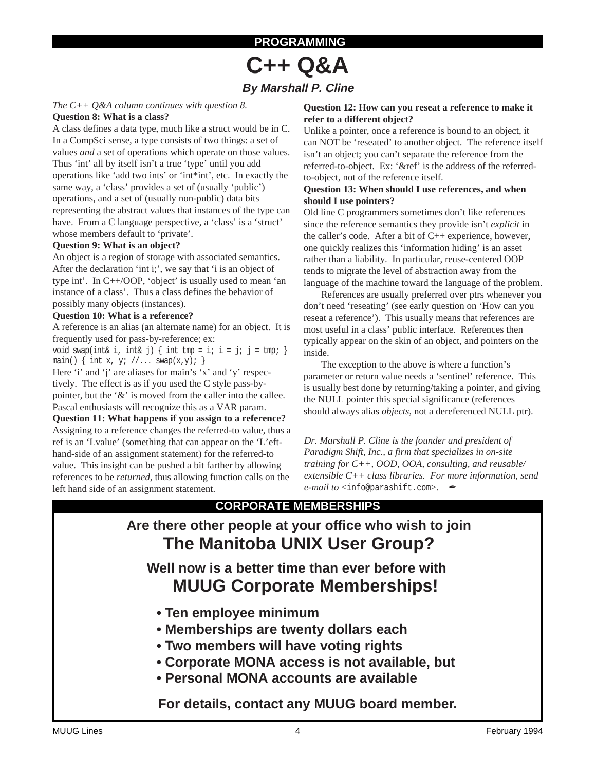**PROGRAMMING**

# C++ Q&A

### *By Marshall P. Cline*

*The C++ Q&A column continues with question 8.*

**Question 8: What is a class?**

A class defines a data type, much like a struct would be in C. In a CompSci sense, a type consists of two things: a set of values *and* a set of operations which operate on those values. Thus 'int' all by itself isn't a true 'type' until you add operations like 'add two ints' or 'int*int', etc. In exactly the same way, a 'class' provides a set of (usually 'public') operations, and a set of (usually non-public) data bits representing the abstract values that instances of the type can have. From a C language perspective, a 'class' is a 'struct' whose members default to 'private'.

**Question 9: What is an object?**

An object is a region of storage with associated semantics. After the declaration 'int i;', we say that 'i is an object of type int'. In C++/OOP, 'object' is usually used to mean 'an instance of a class'. Thus a class defines the behavior of possibly many objects (instances).

**Question 10: What is a reference?**

A reference is an alias (an alternate name) for an object. It is frequently used for pass-by-reference; ex:

```
void swap(int& i, int& j) { int tmp = i; i = j; j = tmp; }
main() { int x, y; //... swap(x,y); }
```

Here 'i' and 'j' are aliases for main's 'x' and 'y' respectively. The effect is as if you used the C style pass-by-pointer, but the '&' is moved from the caller into the callee. Pascal enthusiasts will recognize this as a VAR param.

**Question 11: What happens if you assign to a reference?**

Assigning to a reference changes the referred-to value, thus a ref is an 'Lvalue' (something that can appear on the 'L'eft-hand-side of an assignment statement) for the referred-to value. This insight can be pushed a bit farther by allowing references to be *returned*, thus allowing function calls on the left hand side of an assignment statement.

**Question 12: How can you reseat a reference to make it refer to a different object?**

Unlike a pointer, once a reference is bound to an object, it can NOT be 'reseated' to another object. The reference itself isn't an object; you can't separate the reference from the referred-to-object. Ex: '&ref' is the address of the referred-to-object, not of the reference itself.

**Question 13: When should I use references, and when should I use pointers?**

Old line C programmers sometimes don't like references since the reference semantics they provide isn't *explicit* in the caller's code. After a bit of C++ experience, however, one quickly realizes this 'information hiding' is an asset rather than a liability. In particular, reuse-centered OOP tends to migrate the level of abstraction away from the language of the machine toward the language of the problem.

References are usually preferred over ptrs whenever you don't need 'reseating' (see early question on 'How can you reseat a reference'). This usually means that references are most useful in a class' public interface. References then typically appear on the skin of an object, and pointers on the inside.

The exception to the above is where a function's parameter or return value needs a 'sentinel' reference. This is usually best done by returning/taking a pointer, and giving the NULL pointer this special significance (references should always alias *objects*, not a dereferenced NULL ptr).

*Dr. Marshall P. Cline is the founder and president of Paradigm Shift, Inc., a firm that specializes in on-site training for C++, OOD, OOA, consulting, and reusable/extensible C++ class libraries. For more information, send e-mail to* <info@parashift.com>. ✒

---

**CORPORATE MEMBERSHIPS**

**Are there other people at your office who wish to join**

## The Manitoba UNIX User Group?

**Well now is a better time than ever before with**

## MUUG Corporate Memberships!

- **Ten employee minimum**
- **Memberships are twenty dollars each**
- **Two members will have voting rights**
- **Corporate MONA access is not available, but**
- **Personal MONA accounts are available**

**For details, contact any MUUG board member.**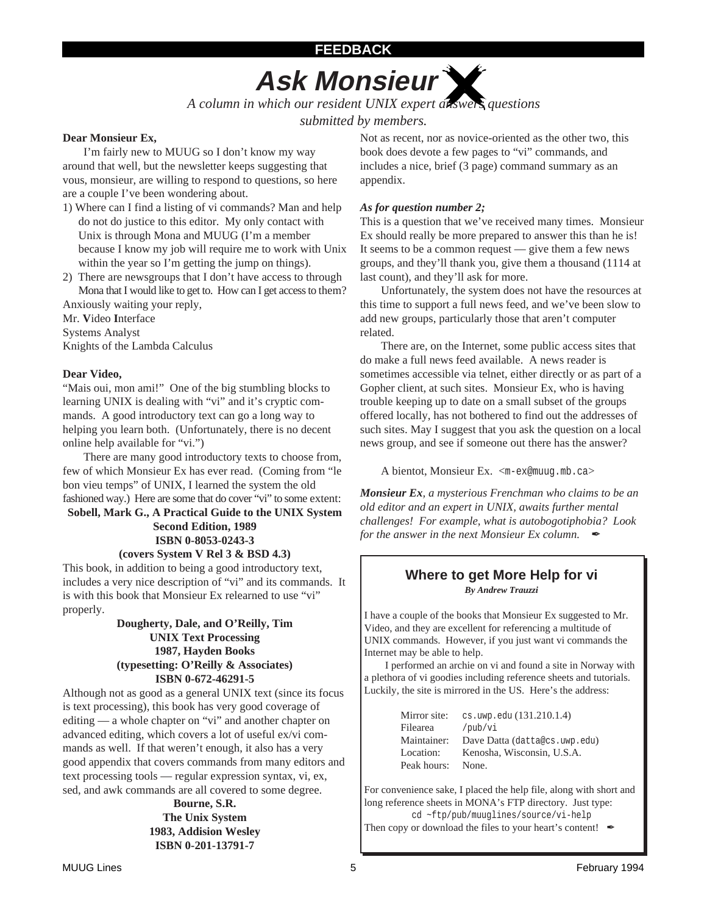FEEDBACK

# Ask Monsieur X

*A column in which our resident UNIX expert answers questions submitted by members.*

**Dear Monsieur Ex,**

I'm fairly new to MUUG so I don't know my way around that well, but the newsletter keeps suggesting that vous, monsieur, are willing to respond to questions, so here are a couple I've been wondering about.

1) Where can I find a listing of vi commands? Man and help do not do justice to this editor. My only contact with Unix is through Mona and MUUG (I'm a member because I know my job will require me to work with Unix within the year so I'm getting the jump on things).
2) There are newsgroups that I don't have access to through Mona that I would like to get to. How can I get access to them?

Anxiously waiting your reply,
Mr. **V**ideo **I**nterface
Systems Analyst
Knights of the Lambda Calculus

**Dear Video,**

"Mais oui, mon ami!" One of the big stumbling blocks to learning UNIX is dealing with "vi" and it's cryptic commands. A good introductory text can go a long way to helping you learn both. (Unfortunately, there is no decent online help available for "vi.")

There are many good introductory texts to choose from, few of which Monsieur Ex has ever read. (Coming from "le bon vieu temps" of UNIX, I learned the system the old fashioned way.) Here are some that do cover "vi" to some extent:

**Sobell, Mark G., A Practical Guide to the UNIX System**
**Second Edition, 1989**
**ISBN 0-8053-0243-3**
**(covers System V Rel 3 & BSD 4.3)**

This book, in addition to being a good introductory text, includes a very nice description of "vi" and its commands. It is with this book that Monsieur Ex relearned to use "vi" properly.

**Dougherty, Dale, and O'Reilly, Tim**
**UNIX Text Processing**
**1987, Hayden Books**
**(typesetting: O'Reilly & Associates)**
**ISBN 0-672-46291-5**

Although not as good as a general UNIX text (since its focus is text processing), this book has very good coverage of editing — a whole chapter on "vi" and another chapter on advanced editing, which covers a lot of useful ex/vi commands as well. If that weren't enough, it also has a very good appendix that covers commands from many editors and text processing tools — regular expression syntax, vi, ex, sed, and awk commands are all covered to some degree.

**Bourne, S.R.**
**The Unix System**
**1983, Addision Wesley**
**ISBN 0-201-13791-7**

Not as recent, nor as novice-oriented as the other two, this book does devote a few pages to "vi" commands, and includes a nice, brief (3 page) command summary as an appendix.

***As for question number 2;***

This is a question that we've received many times. Monsieur Ex should really be more prepared to answer this than he is! It seems to be a common request — give them a few news groups, and they'll thank you, give them a thousand (1114 at last count), and they'll ask for more.

Unfortunately, the system does not have the resources at this time to support a full news feed, and we've been slow to add new groups, particularly those that aren't computer related.

There are, on the Internet, some public access sites that do make a full news feed available. A news reader is sometimes accessible via telnet, either directly or as part of a Gopher client, at such sites. Monsieur Ex, who is having trouble keeping up to date on a small subset of the groups offered locally, has not bothered to find out the addresses of such sites. May I suggest that you ask the question on a local news group, and see if someone out there has the answer?

A bientot, Monsieur Ex. <m-ex@muug.mb.ca>

***Monsieur Ex**, a mysterious Frenchman who claims to be an old editor and an expert in UNIX, awaits further mental challenges! For example, what is autobogotiphobia? Look for the answer in the next Monsieur Ex column.* ✒

## Where to get More Help for vi

***By Andrew Trauzzi***

I have a couple of the books that Monsieur Ex suggested to Mr. Video, and they are excellent for referencing a multitude of UNIX commands. However, if you just want vi commands the Internet may be able to help.

I performed an archie on vi and found a site in Norway with a plethora of vi goodies including reference sheets and tutorials. Luckily, the site is mirrored in the US. Here's the address:

| | |
|---|---|
| Mirror site: | cs.uwp.edu (131.210.1.4) |
| Filearea | /pub/vi |
| Maintainer: | Dave Datta (datta@cs.uwp.edu) |
| Location: | Kenosha, Wisconsin, U.S.A. |
| Peak hours: | None. |

For convenience sake, I placed the help file, along with short and long reference sheets in MONA's FTP directory. Just type:

```
cd ~ftp/pub/muuglines/source/vi-help
```

Then copy or download the files to your heart's content! ✒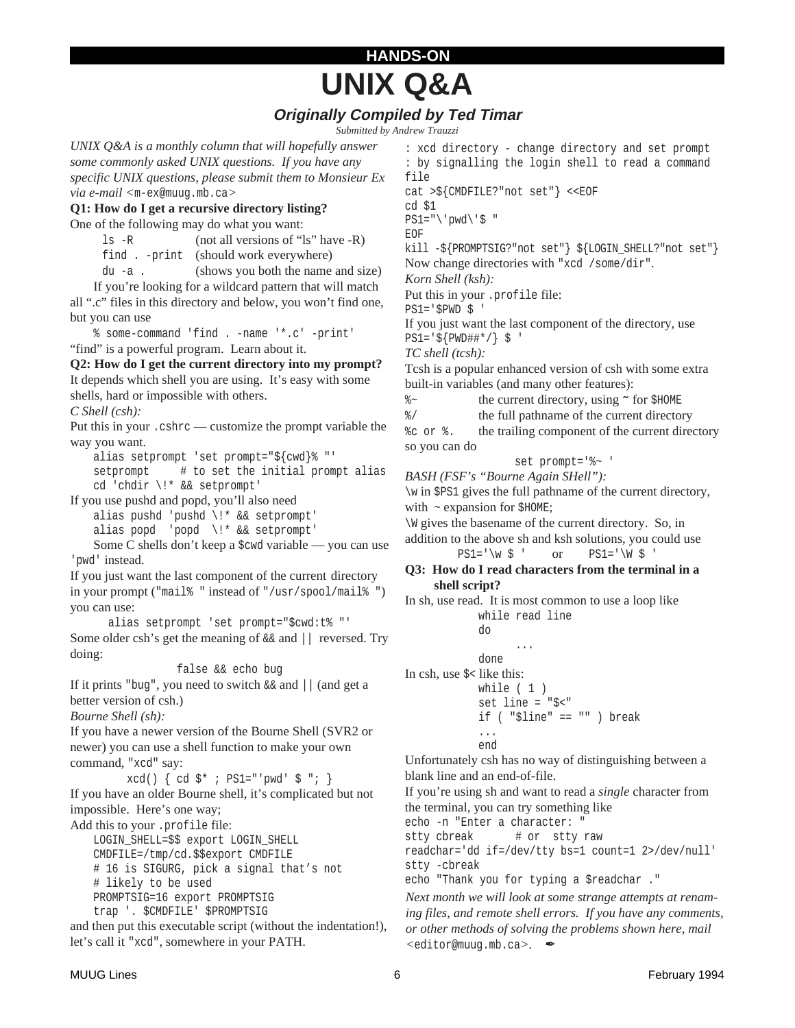HANDS-ON

# UNIX Q&A

### *Originally Compiled by Ted Timar*

*Submitted by Andrew Trauzzi*

*UNIX Q&A is a monthly column that will hopefully answer some commonly asked UNIX questions. If you have any specific UNIX questions, please submit them to Monsieur Ex via e-mail* <m-ex@muug.mb.ca>

**Q1: How do I get a recursive directory listing?**

One of the following may do what you want:

```
ls -R            (not all versions of "ls" have -R)
find . -print    (should work everywhere)
du -a .          (shows you both the name and size)
```

If you're looking for a wildcard pattern that will match all ".c" files in this directory and below, you won't find one, but you can use

```
% some-command 'find . -name '*.c' -print'
```

"find" is a powerful program. Learn about it.

**Q2: How do I get the current directory into my prompt?**

It depends which shell you are using. It's easy with some shells, hard or impossible with others.

*C Shell (csh):*

Put this in your `.cshrc` — customize the prompt variable the way you want.

```
alias setprompt 'set prompt="${cwd}% "'
setprompt     # to set the initial prompt alias
cd 'chdir \!* && setprompt'
```

If you use pushd and popd, you'll also need

```
alias pushd 'pushd \!* && setprompt'
alias popd  'popd  \!* && setprompt'
```

Some C shells don't keep a `$cwd` variable — you can use `'pwd'` instead.

If you just want the last component of the current directory in your prompt ("`mail% `" instead of "`/usr/spool/mail% `") you can use:

```
alias setprompt 'set prompt="$cwd:t% "'
```

Some older csh's get the meaning of `&&` and `||` reversed. Try doing:

```
false && echo bug
```

If it prints "`bug`", you need to switch `&&` and `||` (and get a better version of csh.)

*Bourne Shell (sh):*

If you have a newer version of the Bourne Shell (SVR2 or newer) you can use a shell function to make your own command, "`xcd`" say:

```
xcd() { cd $* ; PS1="'pwd' $ "; }
```

If you have an older Bourne shell, it's complicated but not impossible. Here's one way;

Add this to your `.profile` file:

```
LOGIN_SHELL=$$ export LOGIN_SHELL
CMDFILE=/tmp/cd.$$export CMDFILE
# 16 is SIGURG, pick a signal that's not
# likely to be used
PROMPTSIG=16 export PROMPTSIG
trap '. $CMDFILE' $PROMPTSIG
```

and then put this executable script (without the indentation!), let's call it "`xcd`", somewhere in your PATH.

```
: xcd directory - change directory and set prompt
: by signalling the login shell to read a command
file
cat >${CMDFILE?"not set"} <<EOF
cd $1
PS1="\'pwd\'$ "
EOF
kill -${PROMPTSIG?"not set"} ${LOGIN_SHELL?"not set"}
```

Now change directories with "`xcd /some/dir`".

*Korn Shell (ksh):*

Put this in your `.profile` file:

```
PS1='$PWD $ '
```

If you just want the last component of the directory, use

```
PS1='${PWD##*/} $ '
```

*TC shell (tcsh):*

Tcsh is a popular enhanced version of csh with some extra built-in variables (and many other features):

```
%~          the current directory, using ~ for $HOME
%/          the full pathname of the current directory
%c or %.    the trailing component of the current directory
```

so you can do

```
set prompt='%~ '
```

*BASH (FSF's "Bourne Again SHell"):*

`\w` in `$PS1` gives the full pathname of the current directory, with `~` expansion for `$HOME`;

`\W` gives the basename of the current directory. So, in addition to the above sh and ksh solutions, you could use

```
PS1='\w $ '     or     PS1='\W $ '
```

**Q3: How do I read characters from the terminal in a shell script?**

In sh, use read. It is most common to use a loop like

```
while read line
do
      ...
done
```

In csh, use `$<` like this:

```
while ( 1 )
set line = "$<"
if ( "$line" == "" ) break
...
end
```

Unfortunately csh has no way of distinguishing between a blank line and an end-of-file.

If you're using sh and want to read a *single* character from the terminal, you can try something like

```
echo -n "Enter a character: "
stty cbreak       # or  stty raw
readchar='dd if=/dev/tty bs=1 count=1 2>/dev/null'
stty -cbreak
echo "Thank you for typing a $readchar ."
```

*Next month we will look at some strange attempts at renaming files, and remote shell errors. If you have any comments, or other methods of solving the problems shown here, mail* <editor@muug.mb.ca>.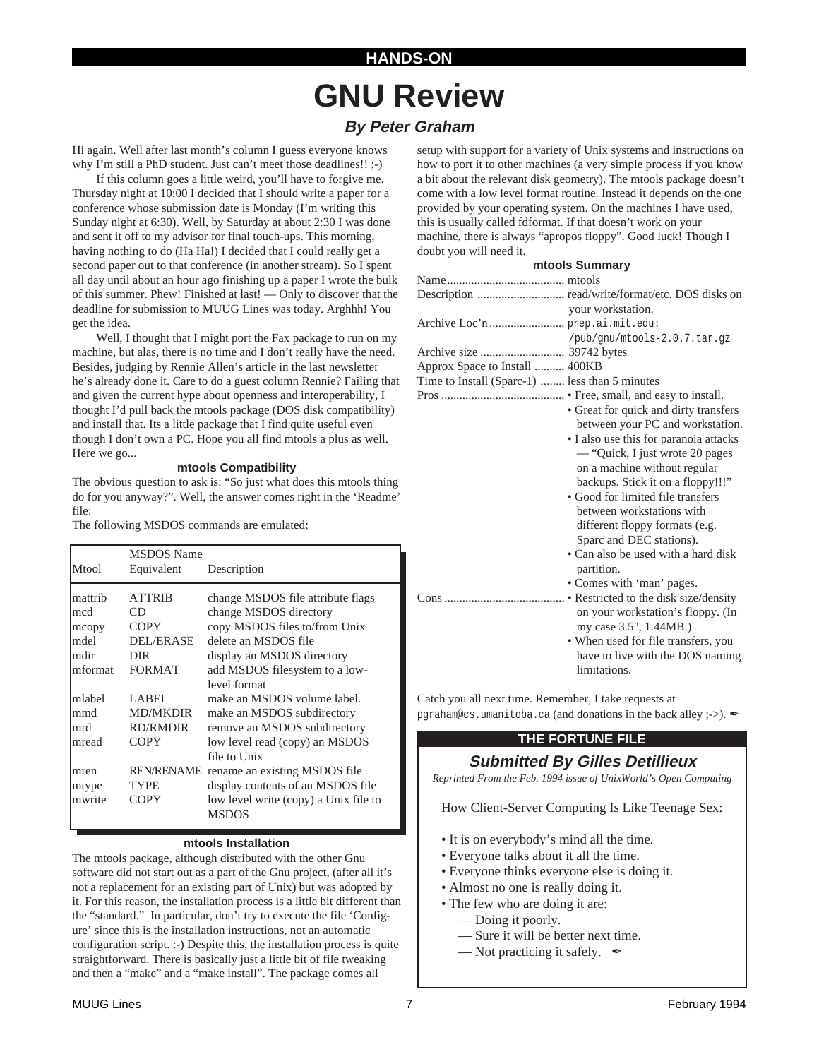**HANDS-ON**

# GNU Review

### *By Peter Graham*

Hi again. Well after last month's column I guess everyone knows why I'm still a PhD student. Just can't meet those deadlines!! ;-)

If this column goes a little weird, you'll have to forgive me. Thursday night at 10:00 I decided that I should write a paper for a conference whose submission date is Monday (I'm writing this Sunday night at 6:30). Well, by Saturday at about 2:30 I was done and sent it off to my advisor for final touch-ups. This morning, having nothing to do (Ha Ha!) I decided that I could really get a second paper out to that conference (in another stream). So I spent all day until about an hour ago finishing up a paper I wrote the bulk of this summer. Phew! Finished at last! — Only to discover that the deadline for submission to MUUG Lines was today. Arghhh! You get the idea.

Well, I thought that I might port the Fax package to run on my machine, but alas, there is no time and I don't really have the need. Besides, judging by Rennie Allen's article in the last newsletter he's already done it. Care to do a guest column Rennie? Failing that and given the current hype about openness and interoperability, I thought I'd pull back the mtools package (DOS disk compatibility) and install that. Its a little package that I find quite useful even though I don't own a PC. Hope you all find mtools a plus as well. Here we go...

#### mtools Compatibility

The obvious question to ask is: "So just what does this mtools thing do for you anyway?". Well, the answer comes right in the 'Readme' file:

The following MSDOS commands are emulated:

| Mtool | MSDOS Name Equivalent | Description |
|---|---|---|
| mattrib | ATTRIB | change MSDOS file attribute flags |
| mcd | CD | change MSDOS directory |
| mcopy | COPY | copy MSDOS files to/from Unix |
| mdel | DEL/ERASE | delete an MSDOS file |
| mdir | DIR | display an MSDOS directory |
| mformat | FORMAT | add MSDOS filesystem to a low-level format |
| mlabel | LABEL | make an MSDOS volume label. |
| mmd | MD/MKDIR | make an MSDOS subdirectory |
| mrd | RD/RMDIR | remove an MSDOS subdirectory |
| mread | COPY | low level read (copy) an MSDOS file to Unix |
| mren | REN/RENAME | rename an existing MSDOS file |
| mtype | TYPE | display contents of an MSDOS file |
| mwrite | COPY | low level write (copy) a Unix file to MSDOS |

#### mtools Installation

The mtools package, although distributed with the other Gnu software did not start out as a part of the Gnu project, (after all it's not a replacement for an existing part of Unix) but was adopted by it. For this reason, the installation process is a little bit different than the "standard." In particular, don't try to execute the file 'Configure' since this is the installation instructions, not an automatic configuration script. :-) Despite this, the installation process is quite straightforward. There is basically just a little bit of file tweaking and then a "make" and a "make install". The package comes all setup with support for a variety of Unix systems and instructions on how to port it to other machines (a very simple process if you know a bit about the relevant disk geometry). The mtools package doesn't come with a low level format routine. Instead it depends on the one provided by your operating system. On the machines I have used, this is usually called fdformat. If that doesn't work on your machine, there is always "apropos floppy". Good luck! Though I doubt you will need it.

#### mtools Summary

| | |
|---|---|
| Name | mtools |
| Description | read/write/format/etc. DOS disks on your workstation. |
| Archive Loc'n | `prep.ai.mit.edu: /pub/gnu/mtools-2.0.7.tar.gz` |
| Archive size | 39742 bytes |
| Approx Space to Install | 400KB |
| Time to Install (Sparc-1) | less than 5 minutes |
| Pros | • Free, small, and easy to install.<br>• Great for quick and dirty transfers between your PC and workstation.<br>• I also use this for paranoia attacks — "Quick, I just wrote 20 pages on a machine without regular backups. Stick it on a floppy!!!"<br>• Good for limited file transfers between workstations with different floppy formats (e.g. Sparc and DEC stations).<br>• Can also be used with a hard disk partition.<br>• Comes with 'man' pages. |
| Cons | • Restricted to the disk size/density on your workstation's floppy. (In my case 3.5", 1.44MB.)<br>• When used for file transfers, you have to live with the DOS naming limitations. |

Catch you all next time. Remember, I take requests at `pgraham@cs.umanitoba.ca` (and donations in the back alley ;->). ✒

---

**THE FORTUNE FILE**

### *Submitted By Gilles Detillieux*

*Reprinted From the Feb. 1994 issue of UnixWorld's Open Computing*

How Client-Server Computing Is Like Teenage Sex:

- It is on everybody's mind all the time.
- Everyone talks about it all the time.
- Everyone thinks everyone else is doing it.
- Almost no one is really doing it.
- The few who are doing it are:
  - — Doing it poorly.
  - — Sure it will be better next time.
  - — Not practicing it safely. ✒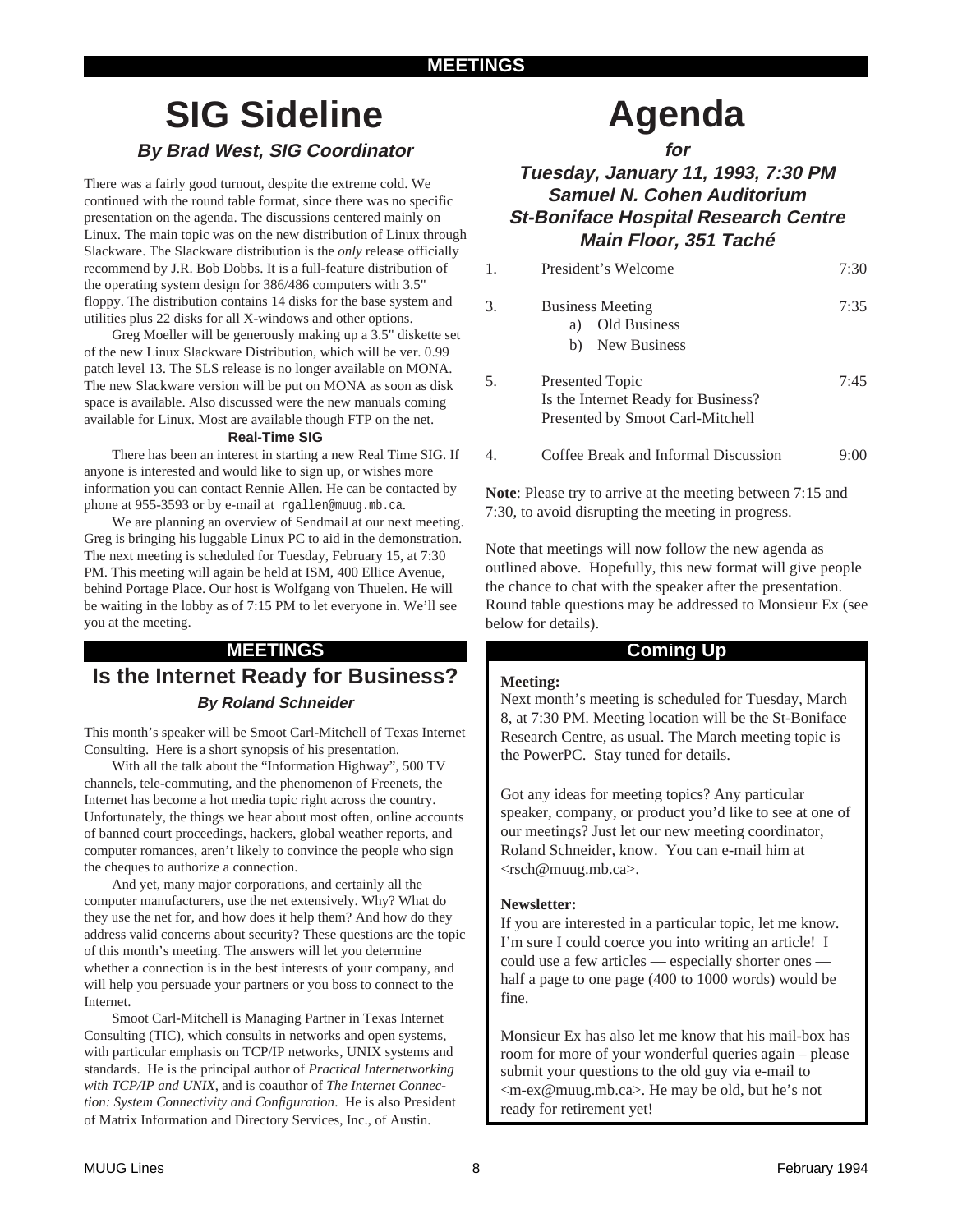## MEETINGS

# SIG Sideline

### *By Brad West, SIG Coordinator*

There was a fairly good turnout, despite the extreme cold. We continued with the round table format, since there was no specific presentation on the agenda. The discussions centered mainly on Linux. The main topic was on the new distribution of Linux through Slackware. The Slackware distribution is the *only* release officially recommend by J.R. Bob Dobbs. It is a full-feature distribution of the operating system design for 386/486 computers with 3.5" floppy. The distribution contains 14 disks for the base system and utilities plus 22 disks for all X-windows and other options.

Greg Moeller will be generously making up a 3.5" diskette set of the new Linux Slackware Distribution, which will be ver. 0.99 patch level 13. The SLS release is no longer available on MONA. The new Slackware version will be put on MONA as soon as disk space is available. Also discussed were the new manuals coming available for Linux. Most are available though FTP on the net.

#### Real-Time SIG

There has been an interest in starting a new Real Time SIG. If anyone is interested and would like to sign up, or wishes more information you can contact Rennie Allen. He can be contacted by phone at 955-3593 or by e-mail at `rgallen@muug.mb.ca`.

We are planning an overview of Sendmail at our next meeting. Greg is bringing his luggable Linux PC to aid in the demonstration. The next meeting is scheduled for Tuesday, February 15, at 7:30 PM. This meeting will again be held at ISM, 400 Ellice Avenue, behind Portage Place. Our host is Wolfgang von Thuelen. He will be waiting in the lobby as of 7:15 PM to let everyone in. We'll see you at the meeting.

## MEETINGS

## Is the Internet Ready for Business?

### *By Roland Schneider*

This month's speaker will be Smoot Carl-Mitchell of Texas Internet Consulting. Here is a short synopsis of his presentation.

With all the talk about the "Information Highway", 500 TV channels, tele-commuting, and the phenomenon of Freenets, the Internet has become a hot media topic right across the country. Unfortunately, the things we hear about most often, online accounts of banned court proceedings, hackers, global weather reports, and computer romances, aren't likely to convince the people who sign the cheques to authorize a connection.

And yet, many major corporations, and certainly all the computer manufacturers, use the net extensively. Why? What do they use the net for, and how does it help them? And how do they address valid concerns about security? These questions are the topic of this month's meeting. The answers will let you determine whether a connection is in the best interests of your company, and will help you persuade your partners or you boss to connect to the Internet.

Smoot Carl-Mitchell is Managing Partner in Texas Internet Consulting (TIC), which consults in networks and open systems, with particular emphasis on TCP/IP networks, UNIX systems and standards. He is the principal author of *Practical Internetworking with TCP/IP and UNIX*, and is coauthor of *The Internet Connection: System Connectivity and Configuration*. He is also President of Matrix Information and Directory Services, Inc., of Austin.

# Agenda

### *for*

### *Tuesday, January 11, 1993, 7:30 PM*
### *Samuel N. Cohen Auditorium*
### *St-Boniface Hospital Research Centre*
### *Main Floor, 351 Taché*

| | | |
|---|---|---|
| 1. | President's Welcome | 7:30 |
| 3. | Business Meeting<br>a) Old Business<br>b) New Business | 7:35 |
| 5. | Presented Topic<br>Is the Internet Ready for Business?<br>Presented by Smoot Carl-Mitchell | 7:45 |
| 4. | Coffee Break and Informal Discussion | 9:00 |

**Note**: Please try to arrive at the meeting between 7:15 and 7:30, to avoid disrupting the meeting in progress.

Note that meetings will now follow the new agenda as outlined above. Hopefully, this new format will give people the chance to chat with the speaker after the presentation. Round table questions may be addressed to Monsieur Ex (see below for details).

## Coming Up

**Meeting:**
Next month's meeting is scheduled for Tuesday, March 8, at 7:30 PM. Meeting location will be the St-Boniface Research Centre, as usual. The March meeting topic is the PowerPC. Stay tuned for details.

Got any ideas for meeting topics? Any particular speaker, company, or product you'd like to see at one of our meetings? Just let our new meeting coordinator, Roland Schneider, know. You can e-mail him at <rsch@muug.mb.ca>.

**Newsletter:**
If you are interested in a particular topic, let me know. I'm sure I could coerce you into writing an article! I could use a few articles — especially shorter ones — half a page to one page (400 to 1000 words) would be fine.

Monsieur Ex has also let me know that his mail-box has room for more of your wonderful queries again – please submit your questions to the old guy via e-mail to <m-ex@muug.mb.ca>. He may be old, but he's not ready for retirement yet!